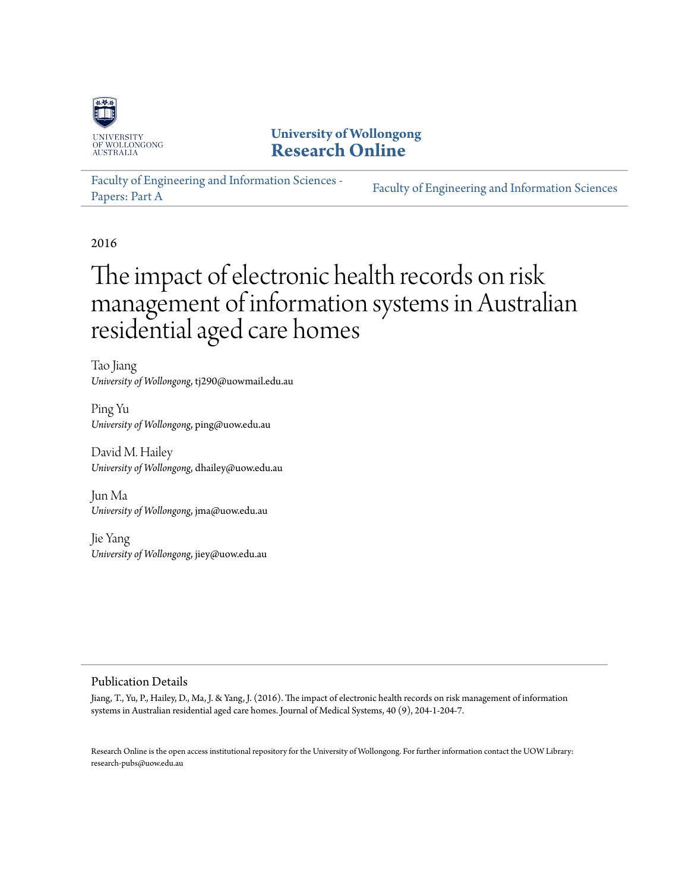University of Wollongong

# University of Wollongong Research Online

Faculty of Engineering and Information Sciences - Papers: Part A

Faculty of Engineering and Information Sciences

2016

# The impact of electronic health records on risk management of information systems in Australian residential aged care homes

Tao Jiang
*University of Wollongong*, tj290@uowmail.edu.au

Ping Yu
*University of Wollongong*, ping@uow.edu.au

David M. Hailey
*University of Wollongong*, dhailey@uow.edu.au

Jun Ma
*University of Wollongong*, jma@uow.edu.au

Jie Yang
*University of Wollongong*, jiey@uow.edu.au

## Publication Details

Jiang, T., Yu, P., Hailey, D., Ma, J. & Yang, J. (2016). The impact of electronic health records on risk management of information systems in Australian residential aged care homes. Journal of Medical Systems, 40 (9), 204-1-204-7.

Research Online is the open access institutional repository for the University of Wollongong. For further information contact the UOW Library: research-pubs@uow.edu.au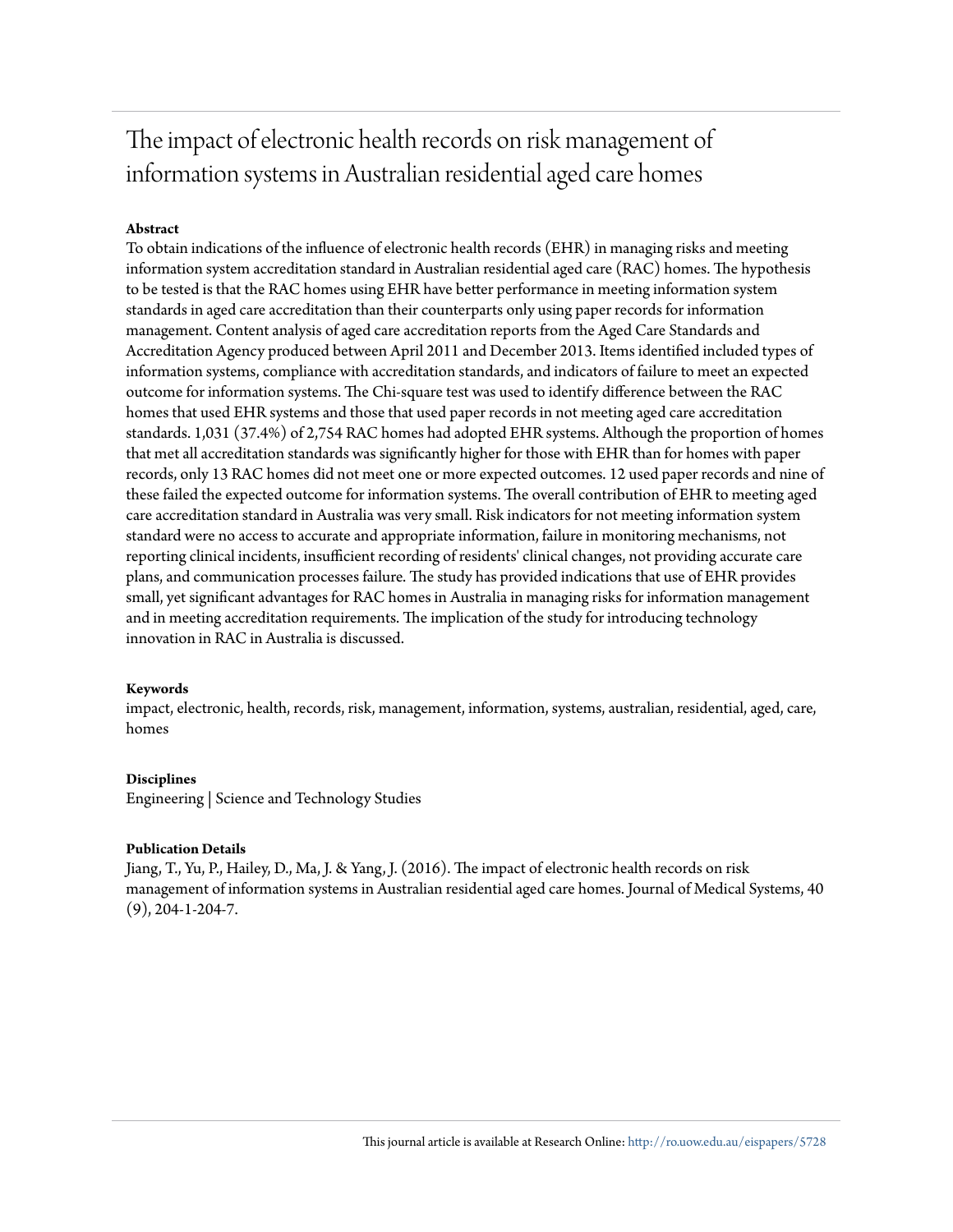# The impact of electronic health records on risk management of information systems in Australian residential aged care homes

**Abstract**

To obtain indications of the influence of electronic health records (EHR) in managing risks and meeting information system accreditation standard in Australian residential aged care (RAC) homes. The hypothesis to be tested is that the RAC homes using EHR have better performance in meeting information system standards in aged care accreditation than their counterparts only using paper records for information management. Content analysis of aged care accreditation reports from the Aged Care Standards and Accreditation Agency produced between April 2011 and December 2013. Items identified included types of information systems, compliance with accreditation standards, and indicators of failure to meet an expected outcome for information systems. The Chi-square test was used to identify difference between the RAC homes that used EHR systems and those that used paper records in not meeting aged care accreditation standards. 1,031 (37.4%) of 2,754 RAC homes had adopted EHR systems. Although the proportion of homes that met all accreditation standards was significantly higher for those with EHR than for homes with paper records, only 13 RAC homes did not meet one or more expected outcomes. 12 used paper records and nine of these failed the expected outcome for information systems. The overall contribution of EHR to meeting aged care accreditation standard in Australia was very small. Risk indicators for not meeting information system standard were no access to accurate and appropriate information, failure in monitoring mechanisms, not reporting clinical incidents, insufficient recording of residents' clinical changes, not providing accurate care plans, and communication processes failure. The study has provided indications that use of EHR provides small, yet significant advantages for RAC homes in Australia in managing risks for information management and in meeting accreditation requirements. The implication of the study for introducing technology innovation in RAC in Australia is discussed.

**Keywords**

impact, electronic, health, records, risk, management, information, systems, australian, residential, aged, care, homes

**Disciplines**

Engineering | Science and Technology Studies

**Publication Details**

Jiang, T., Yu, P., Hailey, D., Ma, J. & Yang, J. (2016). The impact of electronic health records on risk management of information systems in Australian residential aged care homes. Journal of Medical Systems, 40 (9), 204-1-204-7.

This journal article is available at Research Online: http://ro.uow.edu.au/eispapers/5728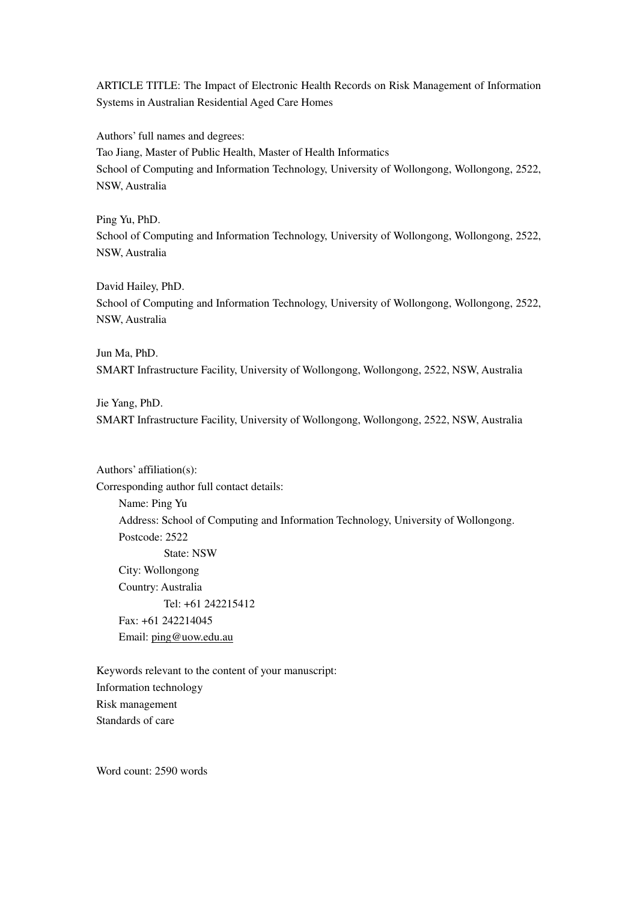ARTICLE TITLE: The Impact of Electronic Health Records on Risk Management of Information Systems in Australian Residential Aged Care Homes

Authors' full names and degrees:
Tao Jiang, Master of Public Health, Master of Health Informatics
School of Computing and Information Technology, University of Wollongong, Wollongong, 2522, NSW, Australia

Ping Yu, PhD.
School of Computing and Information Technology, University of Wollongong, Wollongong, 2522, NSW, Australia

David Hailey, PhD.
School of Computing and Information Technology, University of Wollongong, Wollongong, 2522, NSW, Australia

Jun Ma, PhD.
SMART Infrastructure Facility, University of Wollongong, Wollongong, 2522, NSW, Australia

Jie Yang, PhD.
SMART Infrastructure Facility, University of Wollongong, Wollongong, 2522, NSW, Australia

Authors' affiliation(s):
Corresponding author full contact details:
Name: Ping Yu
Address: School of Computing and Information Technology, University of Wollongong.
Postcode: 2522
State: NSW
City: Wollongong
Country: Australia
Tel: +61 242215412
Fax: +61 242214045
Email: ping@uow.edu.au

Keywords relevant to the content of your manuscript:
Information technology
Risk management
Standards of care

Word count: 2590 words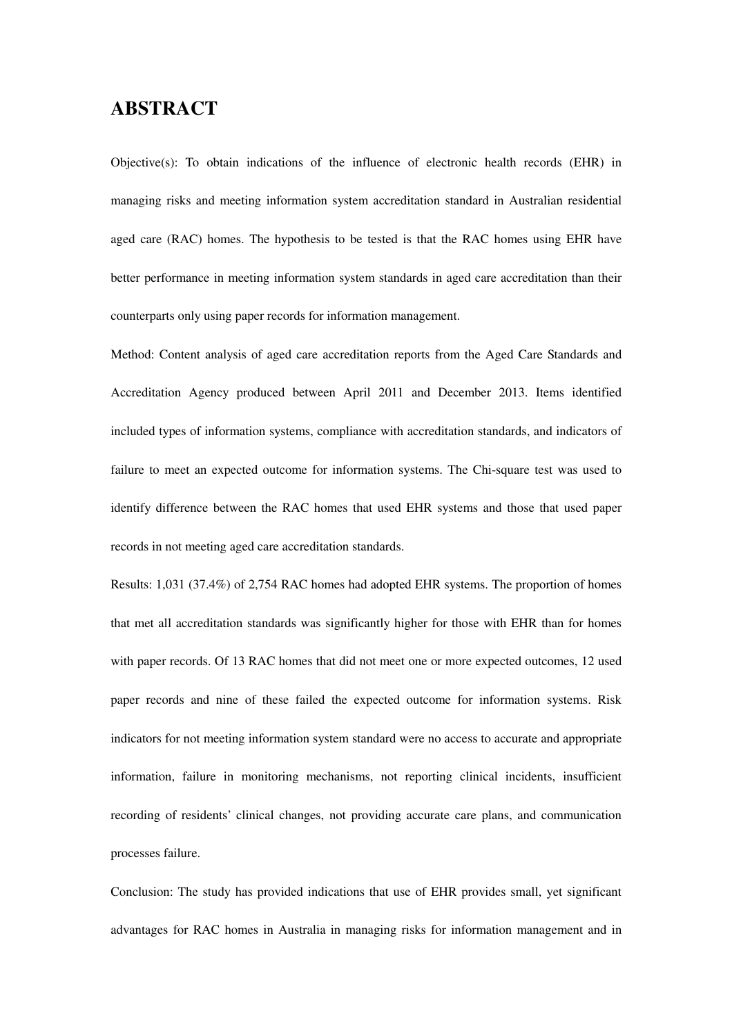# ABSTRACT

Objective(s): To obtain indications of the influence of electronic health records (EHR) in managing risks and meeting information system accreditation standard in Australian residential aged care (RAC) homes. The hypothesis to be tested is that the RAC homes using EHR have better performance in meeting information system standards in aged care accreditation than their counterparts only using paper records for information management.

Method: Content analysis of aged care accreditation reports from the Aged Care Standards and Accreditation Agency produced between April 2011 and December 2013. Items identified included types of information systems, compliance with accreditation standards, and indicators of failure to meet an expected outcome for information systems. The Chi-square test was used to identify difference between the RAC homes that used EHR systems and those that used paper records in not meeting aged care accreditation standards.

Results: 1,031 (37.4%) of 2,754 RAC homes had adopted EHR systems. The proportion of homes that met all accreditation standards was significantly higher for those with EHR than for homes with paper records. Of 13 RAC homes that did not meet one or more expected outcomes, 12 used paper records and nine of these failed the expected outcome for information systems. Risk indicators for not meeting information system standard were no access to accurate and appropriate information, failure in monitoring mechanisms, not reporting clinical incidents, insufficient recording of residents' clinical changes, not providing accurate care plans, and communication processes failure.

Conclusion: The study has provided indications that use of EHR provides small, yet significant advantages for RAC homes in Australia in managing risks for information management and in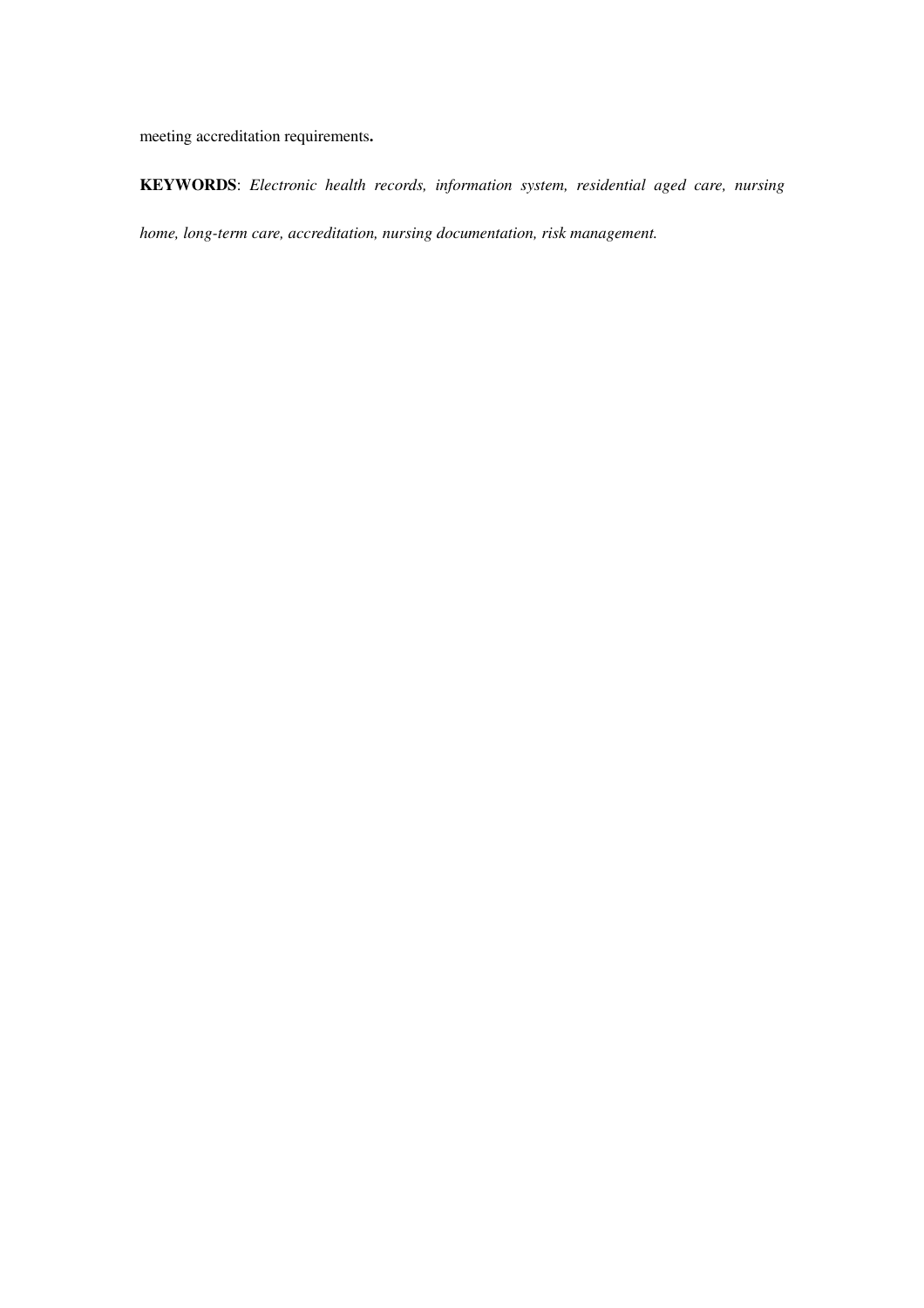meeting accreditation requirements**.**

**KEYWORDS**: *Electronic health records, information system, residential aged care, nursing home, long-term care, accreditation, nursing documentation, risk management.*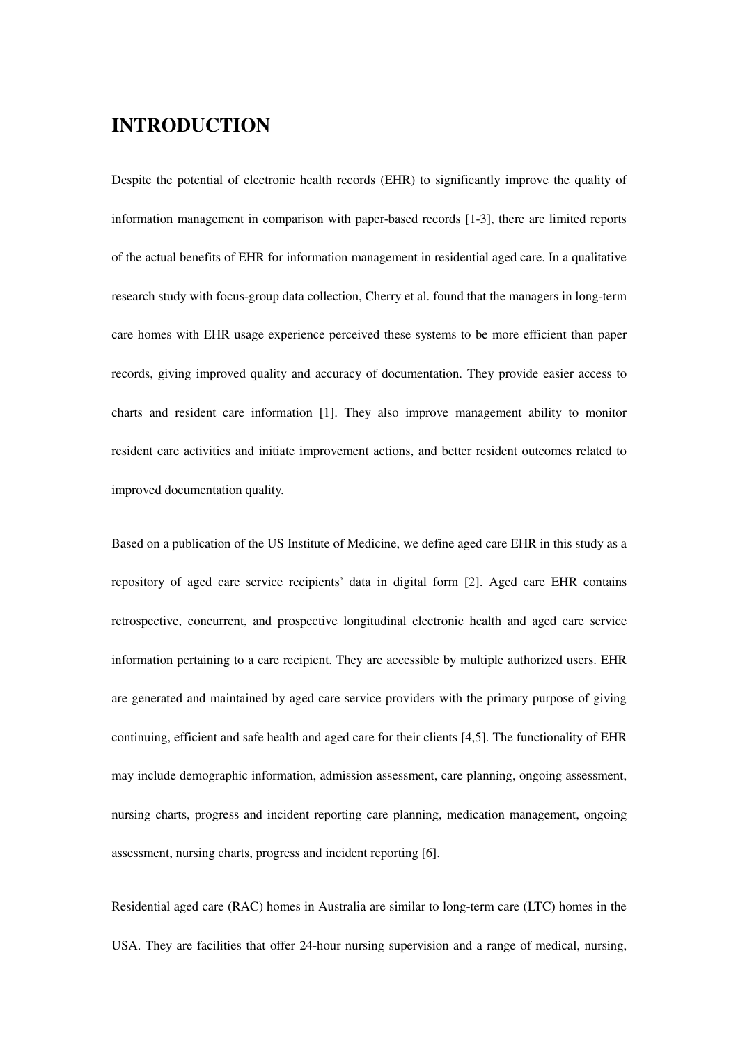## INTRODUCTION

Despite the potential of electronic health records (EHR) to significantly improve the quality of information management in comparison with paper-based records [1-3], there are limited reports of the actual benefits of EHR for information management in residential aged care. In a qualitative research study with focus-group data collection, Cherry et al. found that the managers in long-term care homes with EHR usage experience perceived these systems to be more efficient than paper records, giving improved quality and accuracy of documentation. They provide easier access to charts and resident care information [1]. They also improve management ability to monitor resident care activities and initiate improvement actions, and better resident outcomes related to improved documentation quality.

Based on a publication of the US Institute of Medicine, we define aged care EHR in this study as a repository of aged care service recipients' data in digital form [2]. Aged care EHR contains retrospective, concurrent, and prospective longitudinal electronic health and aged care service information pertaining to a care recipient. They are accessible by multiple authorized users. EHR are generated and maintained by aged care service providers with the primary purpose of giving continuing, efficient and safe health and aged care for their clients [4,5]. The functionality of EHR may include demographic information, admission assessment, care planning, ongoing assessment, nursing charts, progress and incident reporting care planning, medication management, ongoing assessment, nursing charts, progress and incident reporting [6].

Residential aged care (RAC) homes in Australia are similar to long-term care (LTC) homes in the USA. They are facilities that offer 24-hour nursing supervision and a range of medical, nursing,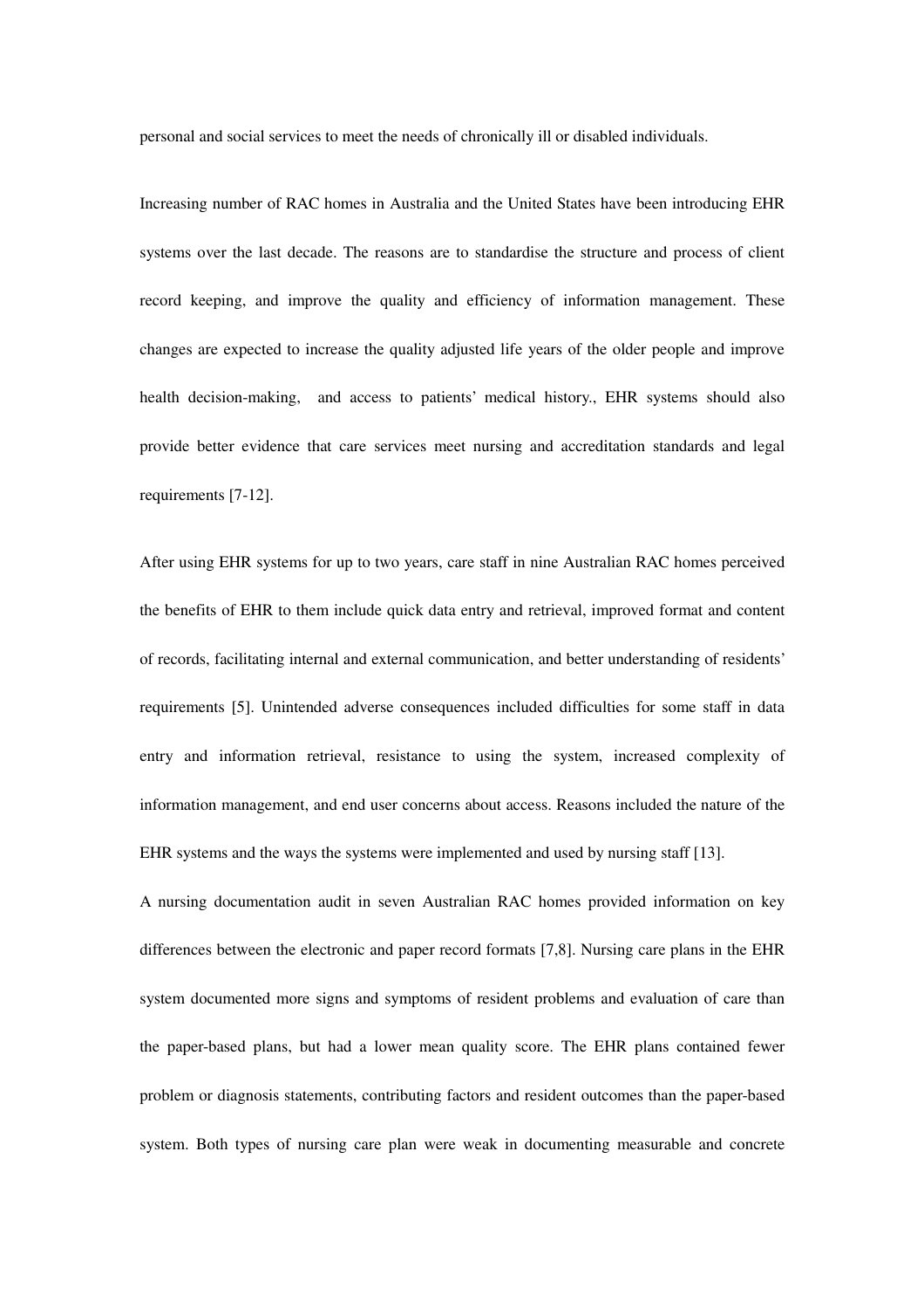personal and social services to meet the needs of chronically ill or disabled individuals.

Increasing number of RAC homes in Australia and the United States have been introducing EHR systems over the last decade. The reasons are to standardise the structure and process of client record keeping, and improve the quality and efficiency of information management. These changes are expected to increase the quality adjusted life years of the older people and improve health decision-making, and access to patients' medical history., EHR systems should also provide better evidence that care services meet nursing and accreditation standards and legal requirements [7-12].

After using EHR systems for up to two years, care staff in nine Australian RAC homes perceived the benefits of EHR to them include quick data entry and retrieval, improved format and content of records, facilitating internal and external communication, and better understanding of residents' requirements [5]. Unintended adverse consequences included difficulties for some staff in data entry and information retrieval, resistance to using the system, increased complexity of information management, and end user concerns about access. Reasons included the nature of the EHR systems and the ways the systems were implemented and used by nursing staff [13].

A nursing documentation audit in seven Australian RAC homes provided information on key differences between the electronic and paper record formats [7,8]. Nursing care plans in the EHR system documented more signs and symptoms of resident problems and evaluation of care than the paper-based plans, but had a lower mean quality score. The EHR plans contained fewer problem or diagnosis statements, contributing factors and resident outcomes than the paper-based system. Both types of nursing care plan were weak in documenting measurable and concrete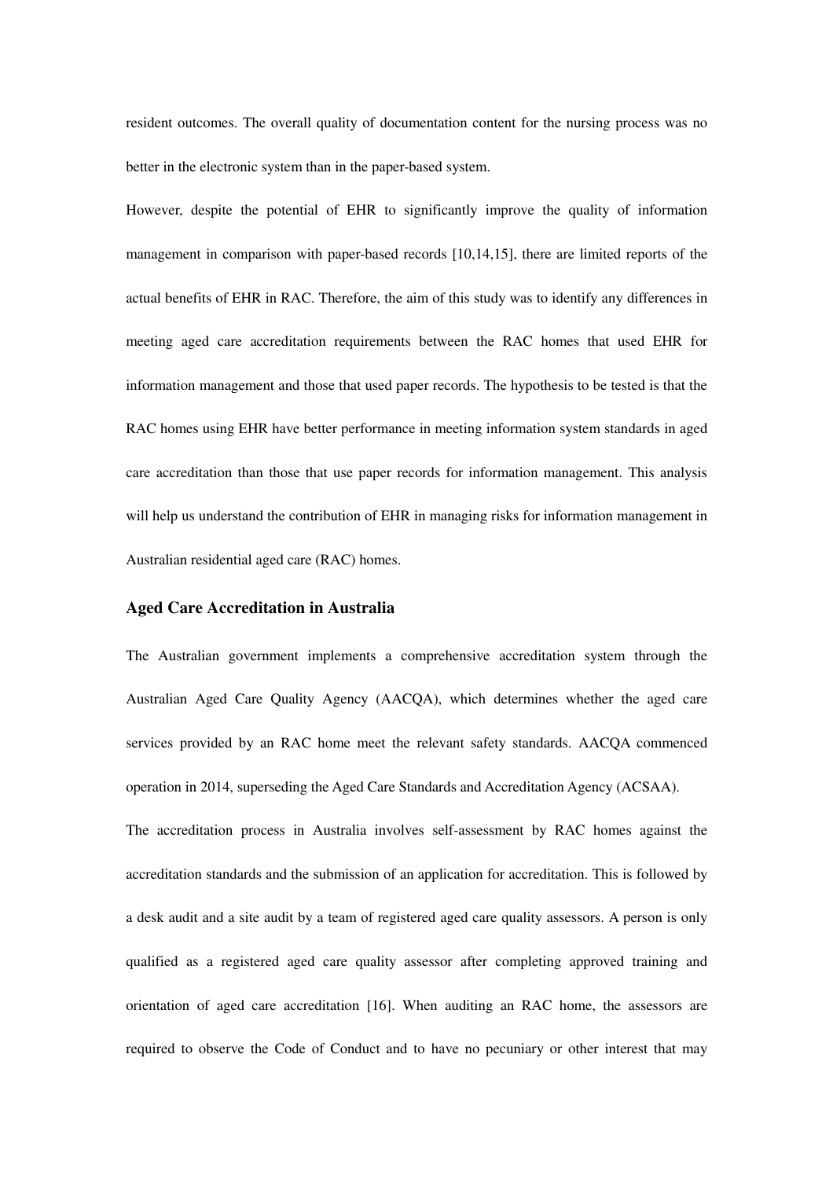resident outcomes. The overall quality of documentation content for the nursing process was no better in the electronic system than in the paper-based system.

However, despite the potential of EHR to significantly improve the quality of information management in comparison with paper-based records [10,14,15], there are limited reports of the actual benefits of EHR in RAC. Therefore, the aim of this study was to identify any differences in meeting aged care accreditation requirements between the RAC homes that used EHR for information management and those that used paper records. The hypothesis to be tested is that the RAC homes using EHR have better performance in meeting information system standards in aged care accreditation than those that use paper records for information management. This analysis will help us understand the contribution of EHR in managing risks for information management in Australian residential aged care (RAC) homes.

### Aged Care Accreditation in Australia

The Australian government implements a comprehensive accreditation system through the Australian Aged Care Quality Agency (AACQA), which determines whether the aged care services provided by an RAC home meet the relevant safety standards. AACQA commenced operation in 2014, superseding the Aged Care Standards and Accreditation Agency (ACSAA).

The accreditation process in Australia involves self-assessment by RAC homes against the accreditation standards and the submission of an application for accreditation. This is followed by a desk audit and a site audit by a team of registered aged care quality assessors. A person is only qualified as a registered aged care quality assessor after completing approved training and orientation of aged care accreditation [16]. When auditing an RAC home, the assessors are required to observe the Code of Conduct and to have no pecuniary or other interest that may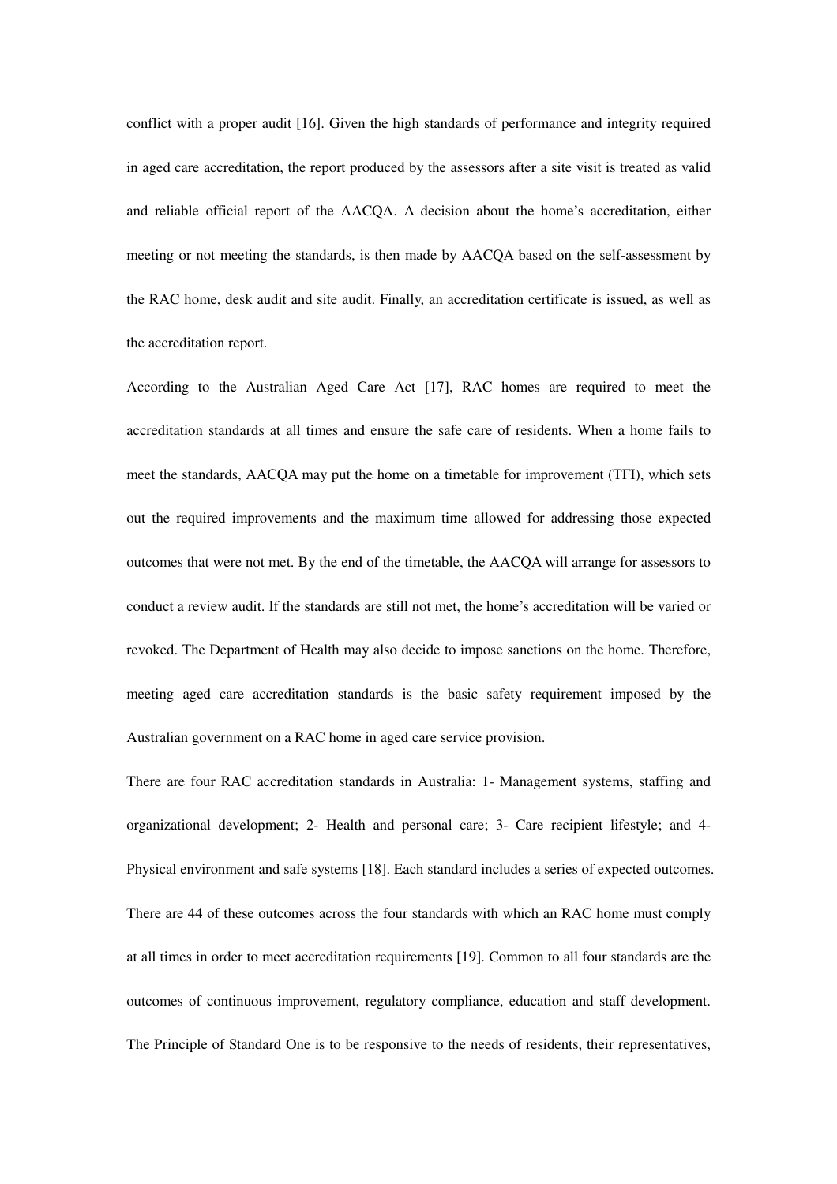conflict with a proper audit [16]. Given the high standards of performance and integrity required in aged care accreditation, the report produced by the assessors after a site visit is treated as valid and reliable official report of the AACQA. A decision about the home's accreditation, either meeting or not meeting the standards, is then made by AACQA based on the self-assessment by the RAC home, desk audit and site audit. Finally, an accreditation certificate is issued, as well as the accreditation report.

According to the Australian Aged Care Act [17], RAC homes are required to meet the accreditation standards at all times and ensure the safe care of residents. When a home fails to meet the standards, AACQA may put the home on a timetable for improvement (TFI), which sets out the required improvements and the maximum time allowed for addressing those expected outcomes that were not met. By the end of the timetable, the AACQA will arrange for assessors to conduct a review audit. If the standards are still not met, the home's accreditation will be varied or revoked. The Department of Health may also decide to impose sanctions on the home. Therefore, meeting aged care accreditation standards is the basic safety requirement imposed by the Australian government on a RAC home in aged care service provision.

There are four RAC accreditation standards in Australia: 1- Management systems, staffing and organizational development; 2- Health and personal care; 3- Care recipient lifestyle; and 4- Physical environment and safe systems [18]. Each standard includes a series of expected outcomes. There are 44 of these outcomes across the four standards with which an RAC home must comply at all times in order to meet accreditation requirements [19]. Common to all four standards are the outcomes of continuous improvement, regulatory compliance, education and staff development. The Principle of Standard One is to be responsive to the needs of residents, their representatives,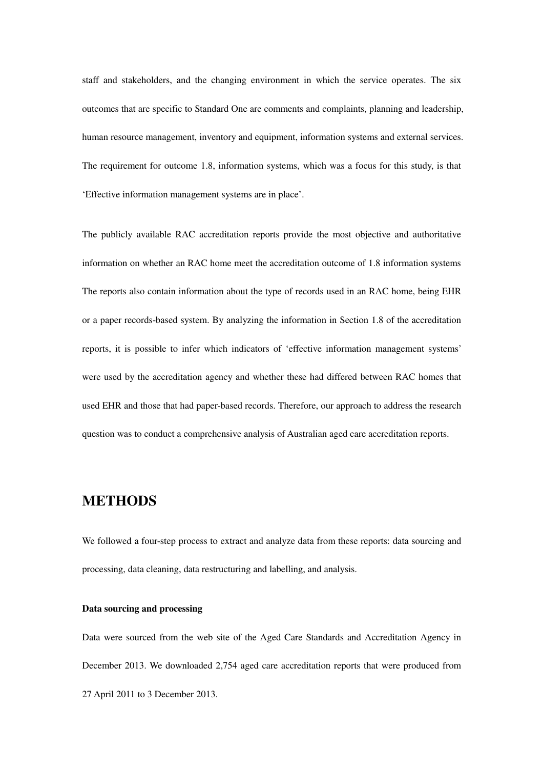staff and stakeholders, and the changing environment in which the service operates. The six outcomes that are specific to Standard One are comments and complaints, planning and leadership, human resource management, inventory and equipment, information systems and external services. The requirement for outcome 1.8, information systems, which was a focus for this study, is that 'Effective information management systems are in place'.

The publicly available RAC accreditation reports provide the most objective and authoritative information on whether an RAC home meet the accreditation outcome of 1.8 information systems The reports also contain information about the type of records used in an RAC home, being EHR or a paper records-based system. By analyzing the information in Section 1.8 of the accreditation reports, it is possible to infer which indicators of 'effective information management systems' were used by the accreditation agency and whether these had differed between RAC homes that used EHR and those that had paper-based records. Therefore, our approach to address the research question was to conduct a comprehensive analysis of Australian aged care accreditation reports.

## METHODS

We followed a four-step process to extract and analyze data from these reports: data sourcing and processing, data cleaning, data restructuring and labelling, and analysis.

#### Data sourcing and processing

Data were sourced from the web site of the Aged Care Standards and Accreditation Agency in December 2013. We downloaded 2,754 aged care accreditation reports that were produced from 27 April 2011 to 3 December 2013.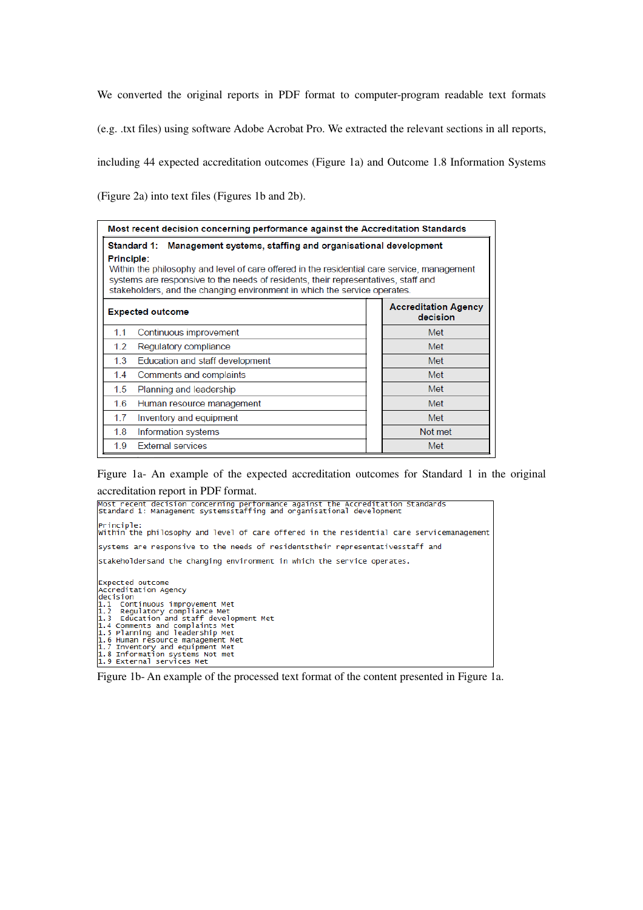We converted the original reports in PDF format to computer-program readable text formats (e.g. .txt files) using software Adobe Acrobat Pro. We extracted the relevant sections in all reports, including 44 expected accreditation outcomes (Figure 1a) and Outcome 1.8 Information Systems (Figure 2a) into text files (Figures 1b and 2b).

| **Most recent decision concerning performance against the Accreditation Standards** | |
|---|---|
| **Standard 1: Management systems, staffing and organisational development**<br>**Principle:**<br>Within the philosophy and level of care offered in the residential care service, management systems are responsive to the needs of residents, their representatives, staff and stakeholders, and the changing environment in which the service operates. | |
| **Expected outcome** | **Accreditation Agency decision** |
| 1.1 Continuous improvement | Met |
| 1.2 Regulatory compliance | Met |
| 1.3 Education and staff development | Met |
| 1.4 Comments and complaints | Met |
| 1.5 Planning and leadership | Met |
| 1.6 Human resource management | Met |
| 1.7 Inventory and equipment | Met |
| 1.8 Information systems | Not met |
| 1.9 External services | Met |

Figure 1a- An example of the expected accreditation outcomes for Standard 1 in the original accreditation report in PDF format.

```
Most recent decision concerning performance against the Accreditation Standards
Standard 1: Management systemsstaffing and organisational development

Principle:
Within the philosophy and level of care offered in the residential care servicemanagement

systems are responsive to the needs of residentstheir representativesstaff and

stakeholdersand the changing environment in which the service operates.


Expected outcome
Accreditation Agency
decision
1.1  Continuous improvement Met
1.2  Regulatory compliance Met
1.3  Education and staff development Met
1.4 Comments and complaints Met
1.5 Planning and leadership Met
1.6 Human resource management Met
1.7 Inventory and equipment Met
1.8 Information systems Not met
1.9 External services Met
```

Figure 1b- An example of the processed text format of the content presented in Figure 1a.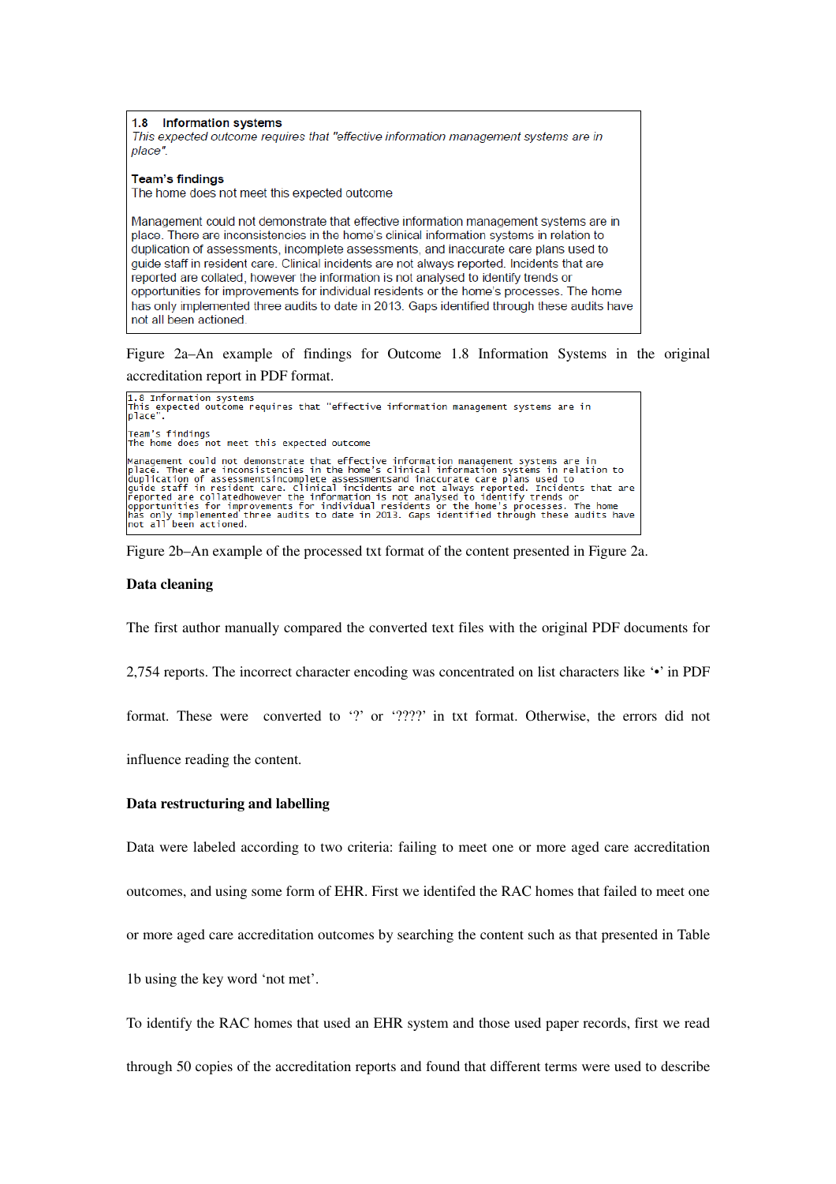> **1.8 Information systems**
> *This expected outcome requires that "effective information management systems are in place".*
>
> **Team's findings**
> The home does not meet this expected outcome
>
> Management could not demonstrate that effective information management systems are in place. There are inconsistencies in the home's clinical information systems in relation to duplication of assessments, incomplete assessments, and inaccurate care plans used to guide staff in resident care. Clinical incidents are not always reported. Incidents that are reported are collated, however the information is not analysed to identify trends or opportunities for improvements for individual residents or the home's processes. The home has only implemented three audits to date in 2013. Gaps identified through these audits have not all been actioned.

Figure 2a–An example of findings for Outcome 1.8 Information Systems in the original accreditation report in PDF format.

```
1.8 Information systems
This expected outcome requires that "effective information management systems are in
place".

Team's findings
The home does not meet this expected outcome

Management could not demonstrate that effective information management systems are in
place. There are inconsistencies in the home's clinical information systems in relation to
duplication of assessmentsincomplete assessmentsand inaccurate care plans used to
guide staff in resident care. Clinical incidents are not always reported. Incidents that are
reported are collatedhowever the information is not analysed to identify trends or
opportunities for improvements for individual residents or the home's processes. The home
has only implemented three audits to date in 2013. Gaps identified through these audits have
not all been actioned.
```

Figure 2b–An example of the processed txt format of the content presented in Figure 2a.

**Data cleaning**

The first author manually compared the converted text files with the original PDF documents for 2,754 reports. The incorrect character encoding was concentrated on list characters like '•' in PDF format. These were converted to '?' or '????' in txt format. Otherwise, the errors did not influence reading the content.

**Data restructuring and labelling**

Data were labeled according to two criteria: failing to meet one or more aged care accreditation outcomes, and using some form of EHR. First we identifed the RAC homes that failed to meet one or more aged care accreditation outcomes by searching the content such as that presented in Table 1b using the key word 'not met'.

To identify the RAC homes that used an EHR system and those used paper records, first we read through 50 copies of the accreditation reports and found that different terms were used to describe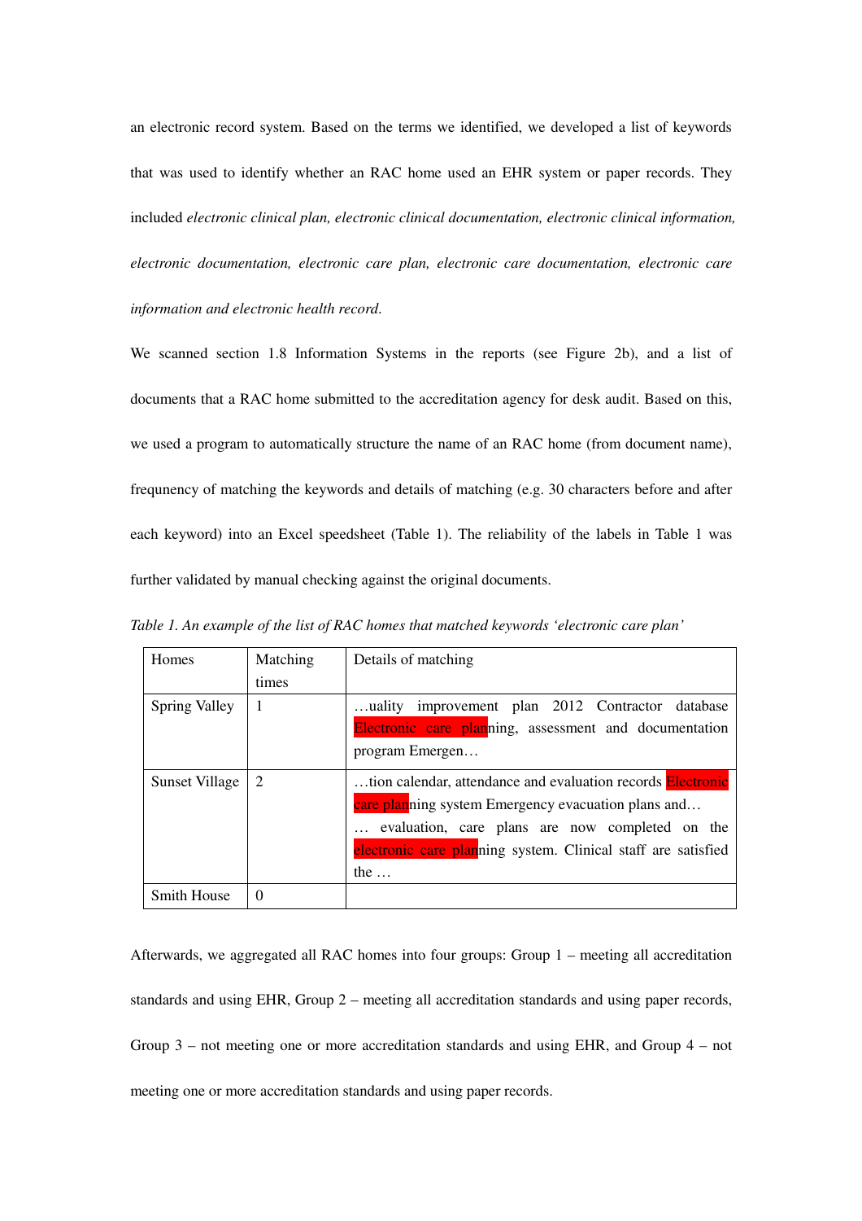an electronic record system. Based on the terms we identified, we developed a list of keywords that was used to identify whether an RAC home used an EHR system or paper records. They included *electronic clinical plan, electronic clinical documentation, electronic clinical information, electronic documentation, electronic care plan, electronic care documentation, electronic care information and electronic health record.*

We scanned section 1.8 Information Systems in the reports (see Figure 2b), and a list of documents that a RAC home submitted to the accreditation agency for desk audit. Based on this, we used a program to automatically structure the name of an RAC home (from document name), frequncy of matching the keywords and details of matching (e.g. 30 characters before and after each keyword) into an Excel speedsheet (Table 1). The reliability of the labels in Table 1 was further validated by manual checking against the original documents.

*Table 1. An example of the list of RAC homes that matched keywords 'electronic care plan'*

| Homes | Matching times | Details of matching |
|---|---|---|
| Spring Valley | 1 | …uality improvement plan 2012 Contractor database Electronic care planning, assessment and documentation program Emergen… |
| Sunset Village | 2 | …tion calendar, attendance and evaluation records Electronic care planning system Emergency evacuation plans and… … evaluation, care plans are now completed on the electronic care planning system. Clinical staff are satisfied the … |
| Smith House | 0 | |

Afterwards, we aggregated all RAC homes into four groups: Group 1 – meeting all accreditation standards and using EHR, Group 2 – meeting all accreditation standards and using paper records, Group 3 – not meeting one or more accreditation standards and using EHR, and Group 4 – not meeting one or more accreditation standards and using paper records.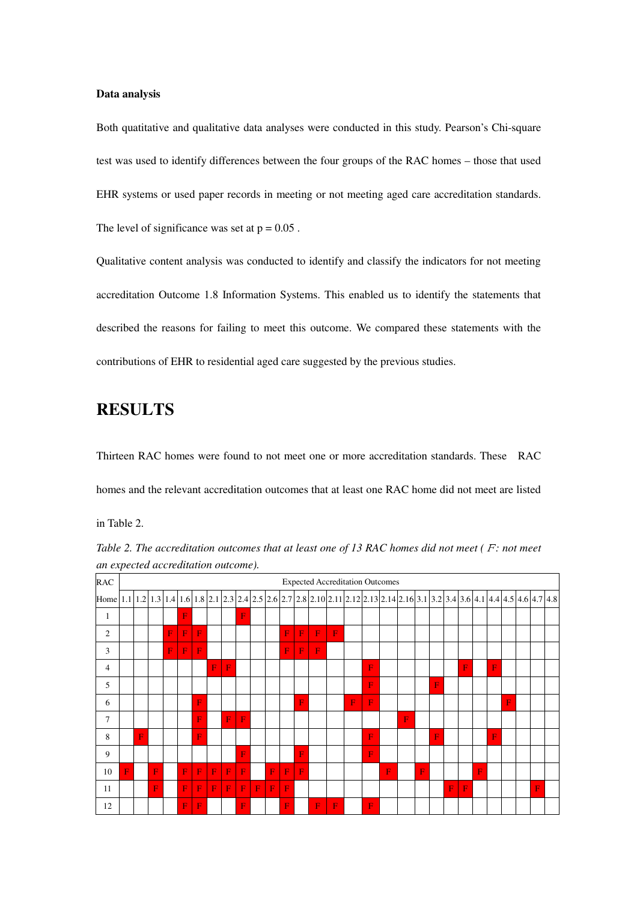**Data analysis**

Both quatitative and qualitative data analyses were conducted in this study. Pearson's Chi-square test was used to identify differences between the four groups of the RAC homes – those that used EHR systems or used paper records in meeting or not meeting aged care accreditation standards. The level of significance was set at p = 0.05 .

Qualitative content analysis was conducted to identify and classify the indicators for not meeting accreditation Outcome 1.8 Information Systems. This enabled us to identify the statements that described the reasons for failing to meet this outcome. We compared these statements with the contributions of EHR to residential aged care suggested by the previous studies.

# RESULTS

Thirteen RAC homes were found to not meet one or more accreditation standards. These RAC homes and the relevant accreditation outcomes that at least one RAC home did not meet are listed in Table 2.

*Table 2. The accreditation outcomes that at least one of 13 RAC homes did not meet ( F: not meet an expected accreditation outcome).*

| RAC | Expected Accreditation Outcomes | | | | | | | | | | | | | | | | | | | | | | | | | | | | |
|---|---|---|---|---|---|---|---|---|---|---|---|---|---|---|---|---|---|---|---|---|---|---|---|---|---|---|---|---|---|
| Home | 1.1 | 1.2 | 1.3 | 1.4 | 1.6 | 1.8 | 2.1 | 2.3 | 2.4 | 2.5 | 2.6 | 2.7 | 2.8 | 2.10 | 2.11 | 2.12 | 2.13 | 2.14 | 2.16 | 3.1 | 3.2 | 3.4 | 3.6 | 4.1 | 4.4 | 4.5 | 4.6 | 4.7 | 4.8 |
| 1 | | | | | F | | | | F | | | | | | | | | | | | | | | | | | | | |
| 2 | | | | F | F | F | | | | | | F | F | F | F | | | | | | | | | | | | | | |
| 3 | | | | F | F | F | | | | | | F | F | F | | | | | | | | | | | | | | | |
| 4 | | | | | | | F | F | | | | | | | | | F | | | | | | F | | F | | | | |
| 5 | | | | | | | | | | | | | | | | | F | | | | F | | | | | | | | |
| 6 | | | | | | F | | | | | | | F | | | F | F | | | | | | | | | F | | | |
| 7 | | | | | | F | | F | F | | | | | | | | | | F | | | | | | | | | | |
| 8 | | F | | | | F | | | | | | | | | | | F | | | | F | | | | F | | | | |
| 9 | | | | | | | | | F | | | | F | | | | F | | | | | | | | | | | | |
| 10 | F | | F | | F | F | F | F | F | | F | F | F | | | | | F | | F | | | | F | | | | | |
| 11 | | | F | | F | F | F | F | F | F | F | F | | | | | | | | | | F | F | | | | | F | |
| 12 | | | | | F | F | | | F | | | F | | F | F | | F | | | | | | | | | | | | |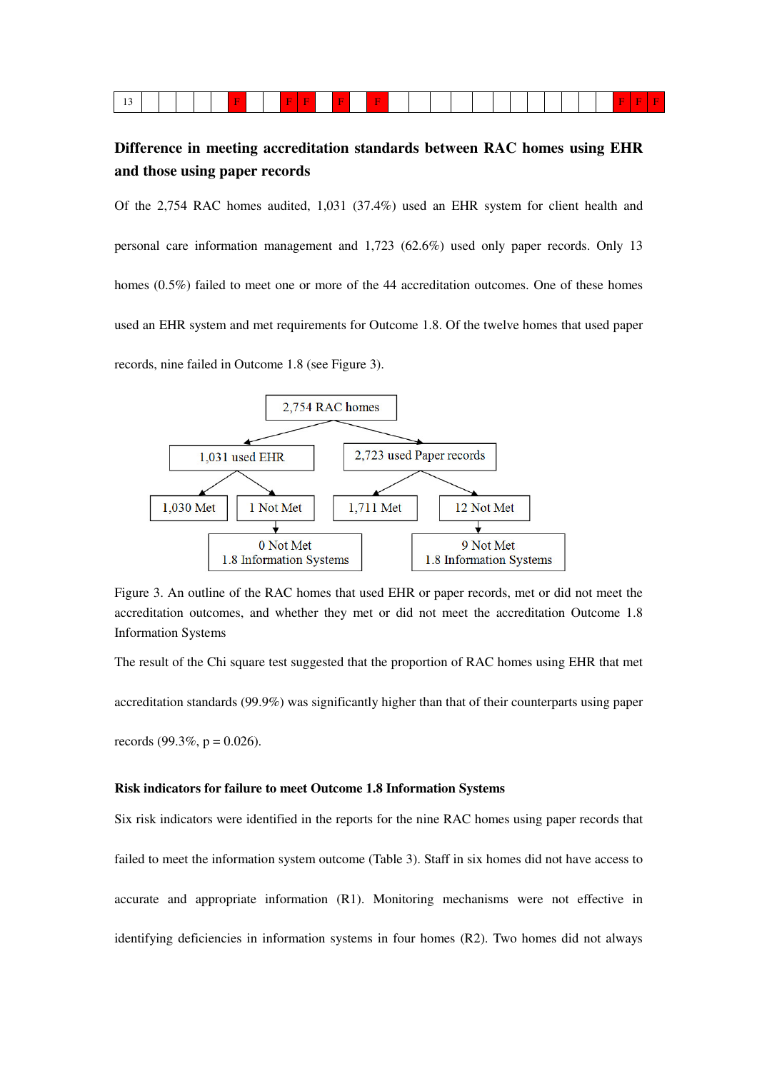| | | | | | | | | | | | | | | | | | | | | | | | | | | | | | |
|---|---|---|---|---|---|---|---|---|---|---|---|---|---|---|---|---|---|---|---|---|---|---|---|---|---|---|---|---|---|
| 13 | | | | | | F | | | F | F | | F | | F | | | | | | | | | | | | | F | F | F |

## Difference in meeting accreditation standards between RAC homes using EHR and those using paper records

Of the 2,754 RAC homes audited, 1,031 (37.4%) used an EHR system for client health and personal care information management and 1,723 (62.6%) used only paper records. Only 13 homes (0.5%) failed to meet one or more of the 44 accreditation outcomes. One of these homes used an EHR system and met requirements for Outcome 1.8. Of the twelve homes that used paper records, nine failed in Outcome 1.8 (see Figure 3).

2,754 RAC homes

- 1,031 used EHR
  - 1,030 Met
  - 1 Not Met
    - 0 Not Met 1.8 Information Systems
- 2,723 used Paper records
  - 1,711 Met
  - 12 Not Met
    - 9 Not Met 1.8 Information Systems

Figure 3. An outline of the RAC homes that used EHR or paper records, met or did not meet the accreditation outcomes, and whether they met or did not meet the accreditation Outcome 1.8 Information Systems

The result of the Chi square test suggested that the proportion of RAC homes using EHR that met accreditation standards (99.9%) was significantly higher than that of their counterparts using paper records (99.3%, $p = 0.026$).

### Risk indicators for failure to meet Outcome 1.8 Information Systems

Six risk indicators were identified in the reports for the nine RAC homes using paper records that failed to meet the information system outcome (Table 3). Staff in six homes did not have access to accurate and appropriate information (R1). Monitoring mechanisms were not effective in identifying deficiencies in information systems in four homes (R2). Two homes did not always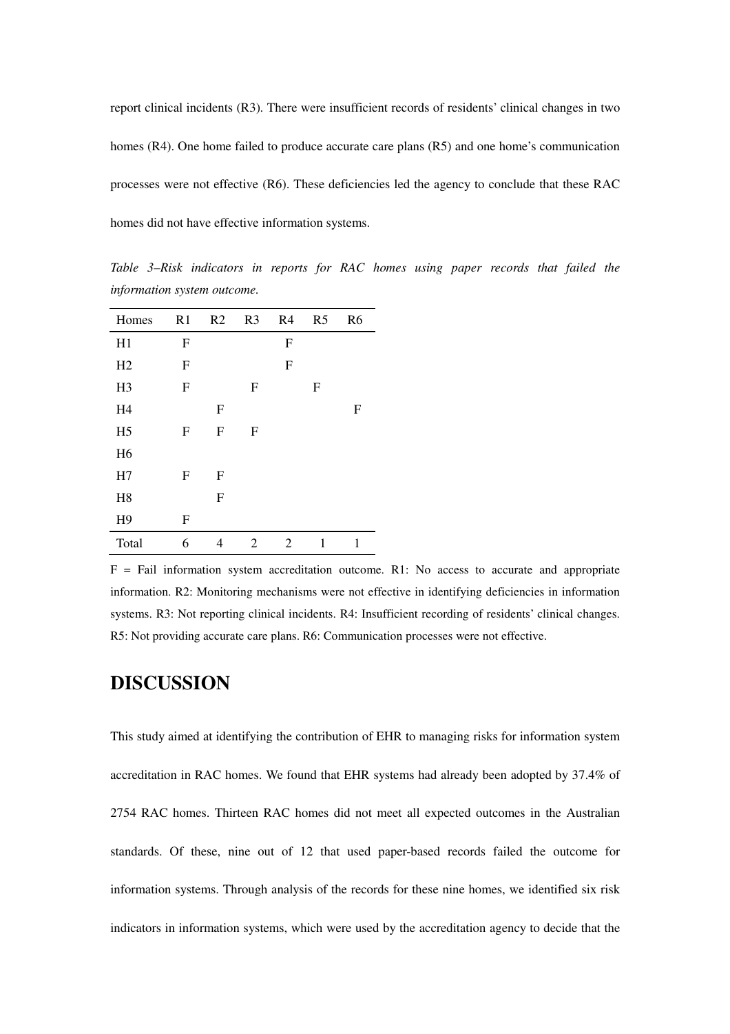report clinical incidents (R3). There were insufficient records of residents' clinical changes in two homes (R4). One home failed to produce accurate care plans (R5) and one home's communication processes were not effective (R6). These deficiencies led the agency to conclude that these RAC homes did not have effective information systems.

*Table 3–Risk indicators in reports for RAC homes using paper records that failed the information system outcome.*

| Homes | R1 | R2 | R3 | R4 | R5 | R6 |
|---|---|---|---|---|---|---|
| H1 | F | | | F | | |
| H2 | F | | | F | | |
| H3 | F | | F | | F | |
| H4 | | F | | | | F |
| H5 | F | F | F | | | |
| H6 | | | | | | |
| H7 | F | F | | | | |
| H8 | | F | | | | |
| H9 | F | | | | | |
| Total | 6 | 4 | 2 | 2 | 1 | 1 |

F = Fail information system accreditation outcome. R1: No access to accurate and appropriate information. R2: Monitoring mechanisms were not effective in identifying deficiencies in information systems. R3: Not reporting clinical incidents. R4: Insufficient recording of residents' clinical changes. R5: Not providing accurate care plans. R6: Communication processes were not effective.

## DISCUSSION

This study aimed at identifying the contribution of EHR to managing risks for information system accreditation in RAC homes. We found that EHR systems had already been adopted by 37.4% of 2754 RAC homes. Thirteen RAC homes did not meet all expected outcomes in the Australian standards. Of these, nine out of 12 that used paper-based records failed the outcome for information systems. Through analysis of the records for these nine homes, we identified six risk indicators in information systems, which were used by the accreditation agency to decide that the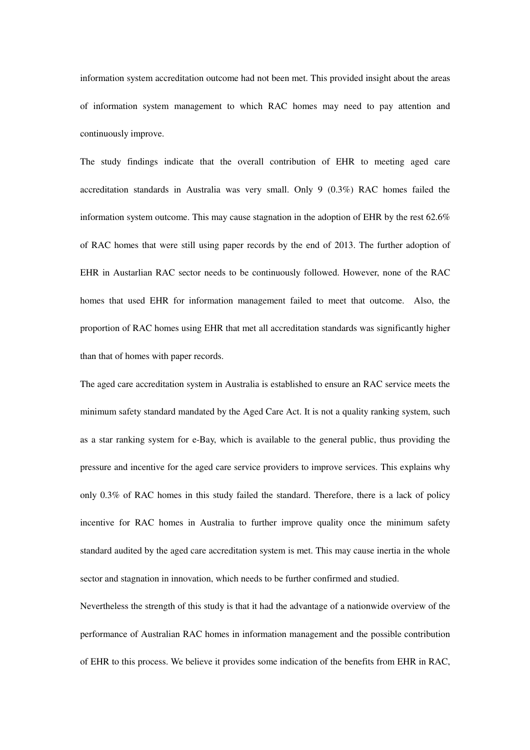information system accreditation outcome had not been met. This provided insight about the areas of information system management to which RAC homes may need to pay attention and continuously improve.

The study findings indicate that the overall contribution of EHR to meeting aged care accreditation standards in Australia was very small. Only 9 (0.3%) RAC homes failed the information system outcome. This may cause stagnation in the adoption of EHR by the rest 62.6% of RAC homes that were still using paper records by the end of 2013. The further adoption of EHR in Austarlian RAC sector needs to be continuously followed. However, none of the RAC homes that used EHR for information management failed to meet that outcome. Also, the proportion of RAC homes using EHR that met all accreditation standards was significantly higher than that of homes with paper records.

The aged care accreditation system in Australia is established to ensure an RAC service meets the minimum safety standard mandated by the Aged Care Act. It is not a quality ranking system, such as a star ranking system for e-Bay, which is available to the general public, thus providing the pressure and incentive for the aged care service providers to improve services. This explains why only 0.3% of RAC homes in this study failed the standard. Therefore, there is a lack of policy incentive for RAC homes in Australia to further improve quality once the minimum safety standard audited by the aged care accreditation system is met. This may cause inertia in the whole sector and stagnation in innovation, which needs to be further confirmed and studied.

Nevertheless the strength of this study is that it had the advantage of a nationwide overview of the performance of Australian RAC homes in information management and the possible contribution of EHR to this process. We believe it provides some indication of the benefits from EHR in RAC,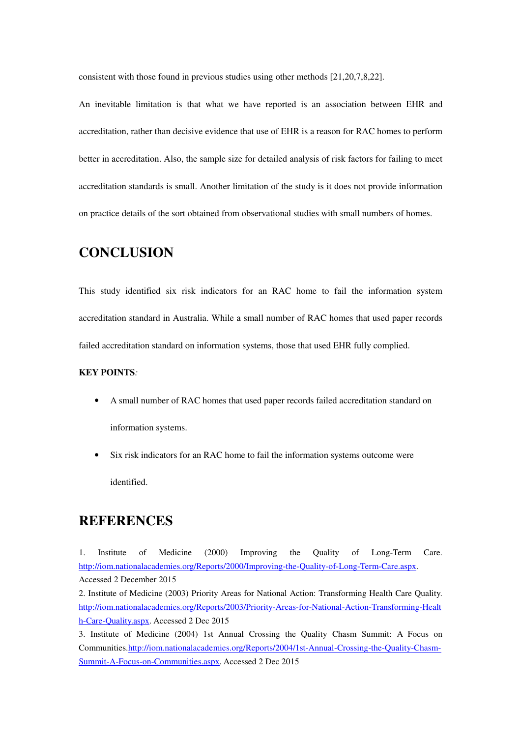consistent with those found in previous studies using other methods [21,20,7,8,22].

An inevitable limitation is that what we have reported is an association between EHR and accreditation, rather than decisive evidence that use of EHR is a reason for RAC homes to perform better in accreditation. Also, the sample size for detailed analysis of risk factors for failing to meet accreditation standards is small. Another limitation of the study is it does not provide information on practice details of the sort obtained from observational studies with small numbers of homes.

# CONCLUSION

This study identified six risk indicators for an RAC home to fail the information system accreditation standard in Australia. While a small number of RAC homes that used paper records failed accreditation standard on information systems, those that used EHR fully complied.

**KEY POINTS**:

- A small number of RAC homes that used paper records failed accreditation standard on information systems.
- Six risk indicators for an RAC home to fail the information systems outcome were identified.

# REFERENCES

1. Institute of Medicine (2000) Improving the Quality of Long-Term Care. http://iom.nationalacademies.org/Reports/2000/Improving-the-Quality-of-Long-Term-Care.aspx. Accessed 2 December 2015
2. Institute of Medicine (2003) Priority Areas for National Action: Transforming Health Care Quality. http://iom.nationalacademies.org/Reports/2003/Priority-Areas-for-National-Action-Transforming-Health-Care-Quality.aspx. Accessed 2 Dec 2015
3. Institute of Medicine (2004) 1st Annual Crossing the Quality Chasm Summit: A Focus on Communities.http://iom.nationalacademies.org/Reports/2004/1st-Annual-Crossing-the-Quality-Chasm-Summit-A-Focus-on-Communities.aspx. Accessed 2 Dec 2015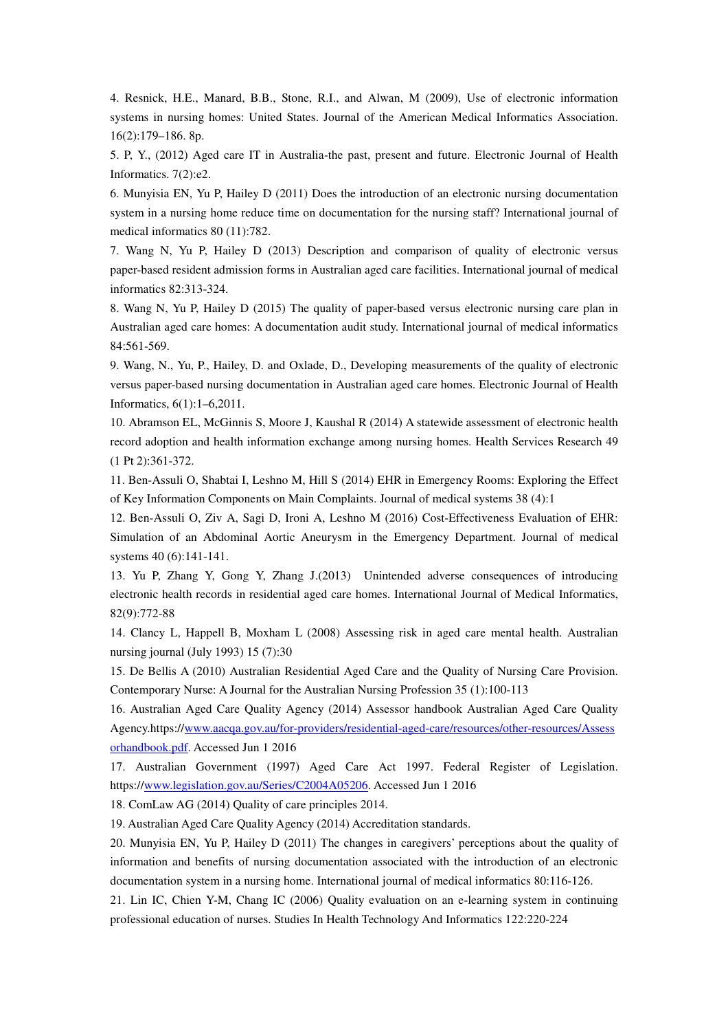4. Resnick, H.E., Manard, B.B., Stone, R.I., and Alwan, M (2009), Use of electronic information systems in nursing homes: United States. Journal of the American Medical Informatics Association. 16(2):179–186. 8p.

5. P, Y., (2012) Aged care IT in Australia-the past, present and future. Electronic Journal of Health Informatics. 7(2):e2.

6. Munyisia EN, Yu P, Hailey D (2011) Does the introduction of an electronic nursing documentation system in a nursing home reduce time on documentation for the nursing staff? International journal of medical informatics 80 (11):782.

7. Wang N, Yu P, Hailey D (2013) Description and comparison of quality of electronic versus paper-based resident admission forms in Australian aged care facilities. International journal of medical informatics 82:313-324.

8. Wang N, Yu P, Hailey D (2015) The quality of paper-based versus electronic nursing care plan in Australian aged care homes: A documentation audit study. International journal of medical informatics 84:561-569.

9. Wang, N., Yu, P., Hailey, D. and Oxlade, D., Developing measurements of the quality of electronic versus paper-based nursing documentation in Australian aged care homes. Electronic Journal of Health Informatics, 6(1):1–6,2011.

10. Abramson EL, McGinnis S, Moore J, Kaushal R (2014) A statewide assessment of electronic health record adoption and health information exchange among nursing homes. Health Services Research 49 (1 Pt 2):361-372.

11. Ben-Assuli O, Shabtai I, Leshno M, Hill S (2014) EHR in Emergency Rooms: Exploring the Effect of Key Information Components on Main Complaints. Journal of medical systems 38 (4):1

12. Ben-Assuli O, Ziv A, Sagi D, Ironi A, Leshno M (2016) Cost-Effectiveness Evaluation of EHR: Simulation of an Abdominal Aortic Aneurysm in the Emergency Department. Journal of medical systems 40 (6):141-141.

13. Yu P, Zhang Y, Gong Y, Zhang J.(2013) Unintended adverse consequences of introducing electronic health records in residential aged care homes. International Journal of Medical Informatics, 82(9):772-88

14. Clancy L, Happell B, Moxham L (2008) Assessing risk in aged care mental health. Australian nursing journal (July 1993) 15 (7):30

15. De Bellis A (2010) Australian Residential Aged Care and the Quality of Nursing Care Provision. Contemporary Nurse: A Journal for the Australian Nursing Profession 35 (1):100-113

16. Australian Aged Care Quality Agency (2014) Assessor handbook Australian Aged Care Quality Agency.https://www.aacqa.gov.au/for-providers/residential-aged-care/resources/other-resources/Assessorhandbook.pdf. Accessed Jun 1 2016

17. Australian Government (1997) Aged Care Act 1997. Federal Register of Legislation. https://www.legislation.gov.au/Series/C2004A05206. Accessed Jun 1 2016

18. ComLaw AG (2014) Quality of care principles 2014.

19. Australian Aged Care Quality Agency (2014) Accreditation standards.

20. Munyisia EN, Yu P, Hailey D (2011) The changes in caregivers' perceptions about the quality of information and benefits of nursing documentation associated with the introduction of an electronic documentation system in a nursing home. International journal of medical informatics 80:116-126.

21. Lin IC, Chien Y-M, Chang IC (2006) Quality evaluation on an e-learning system in continuing professional education of nurses. Studies In Health Technology And Informatics 122:220-224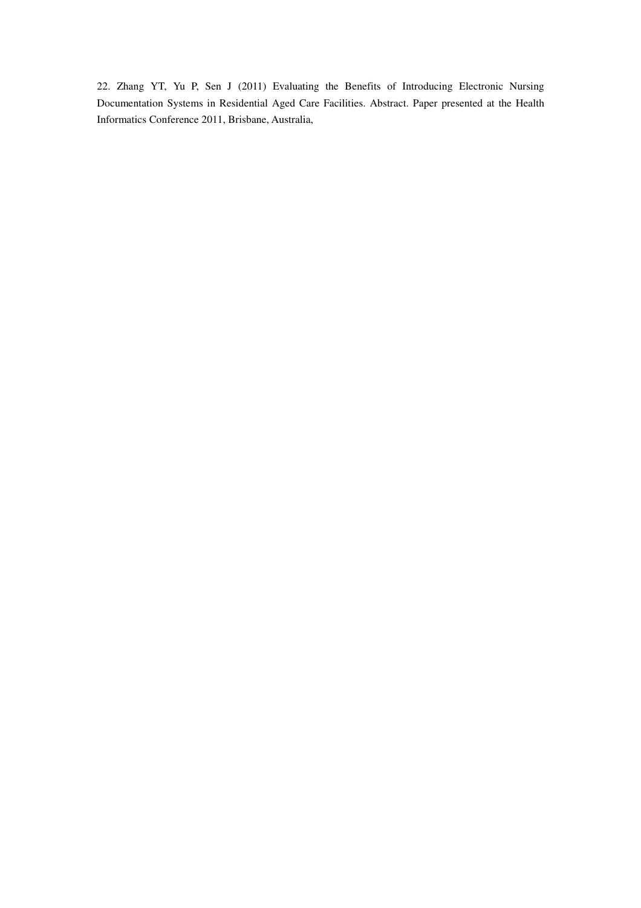22. Zhang YT, Yu P, Sen J (2011) Evaluating the Benefits of Introducing Electronic Nursing Documentation Systems in Residential Aged Care Facilities. Abstract. Paper presented at the Health Informatics Conference 2011, Brisbane, Australia,